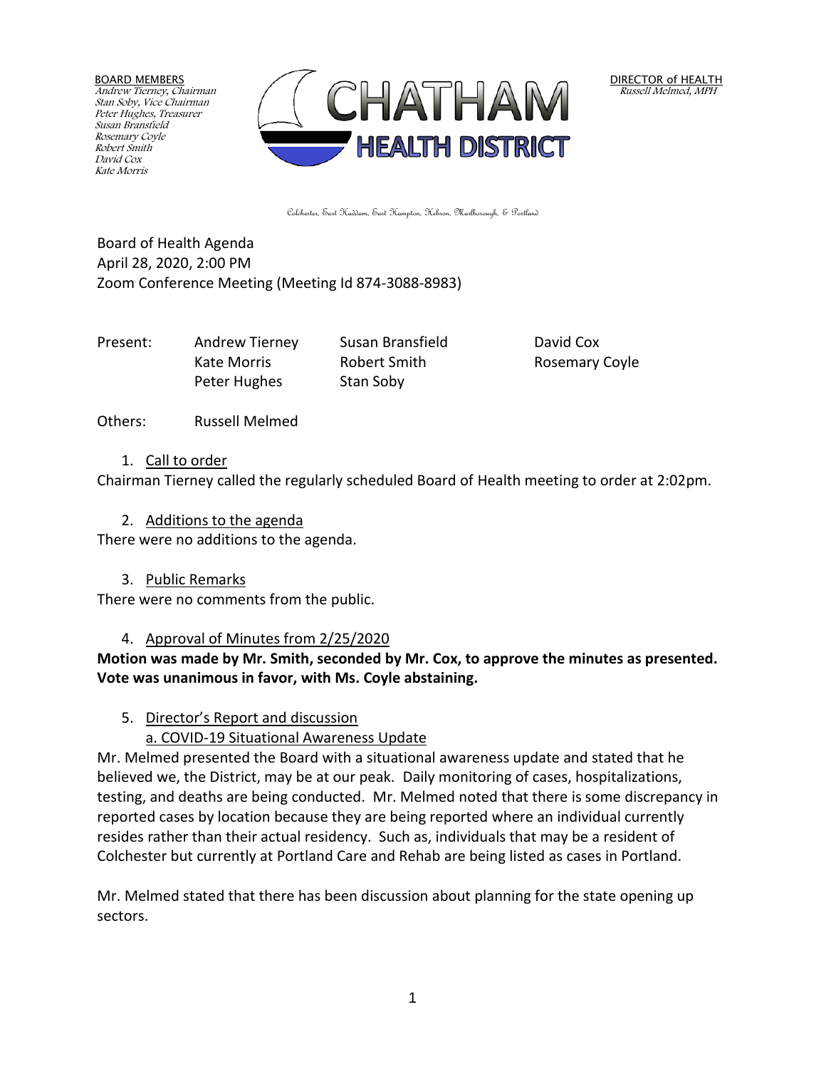BOARD MEMBERS
Andrew Tierney, Chairman
Stan Soby, Vice Chairman
Peter Hughes, Treasurer
Susan Bransfield
Rosemary Coyle
Robert Smith
David Cox
Kate Morris

CHATHAM HEALTH DISTRICT

DIRECTOR of HEALTH
Russell Melmed, MPH

Colchester, East Haddam, East Hampton, Hebron, Marlborough, & Portland

Board of Health Agenda
April 28, 2020, 2:00 PM
Zoom Conference Meeting (Meeting Id 874-3088-8983)

| Present: | Andrew Tierney | Susan Bransfield | David Cox |
|---|---|---|---|
| | Kate Morris | Robert Smith | Rosemary Coyle |
| | Peter Hughes | Stan Soby | |

Others: Russell Melmed

1. Call to order

Chairman Tierney called the regularly scheduled Board of Health meeting to order at 2:02pm.

2. Additions to the agenda

There were no additions to the agenda.

3. Public Remarks

There were no comments from the public.

4. Approval of Minutes from 2/25/2020

**Motion was made by Mr. Smith, seconded by Mr. Cox, to approve the minutes as presented. Vote was unanimous in favor, with Ms. Coyle abstaining.**

5. Director's Report and discussion

   a. COVID-19 Situational Awareness Update

Mr. Melmed presented the Board with a situational awareness update and stated that he believed we, the District, may be at our peak. Daily monitoring of cases, hospitalizations, testing, and deaths are being conducted. Mr. Melmed noted that there is some discrepancy in reported cases by location because they are being reported where an individual currently resides rather than their actual residency. Such as, individuals that may be a resident of Colchester but currently at Portland Care and Rehab are being listed as cases in Portland.

Mr. Melmed stated that there has been discussion about planning for the state opening up sectors.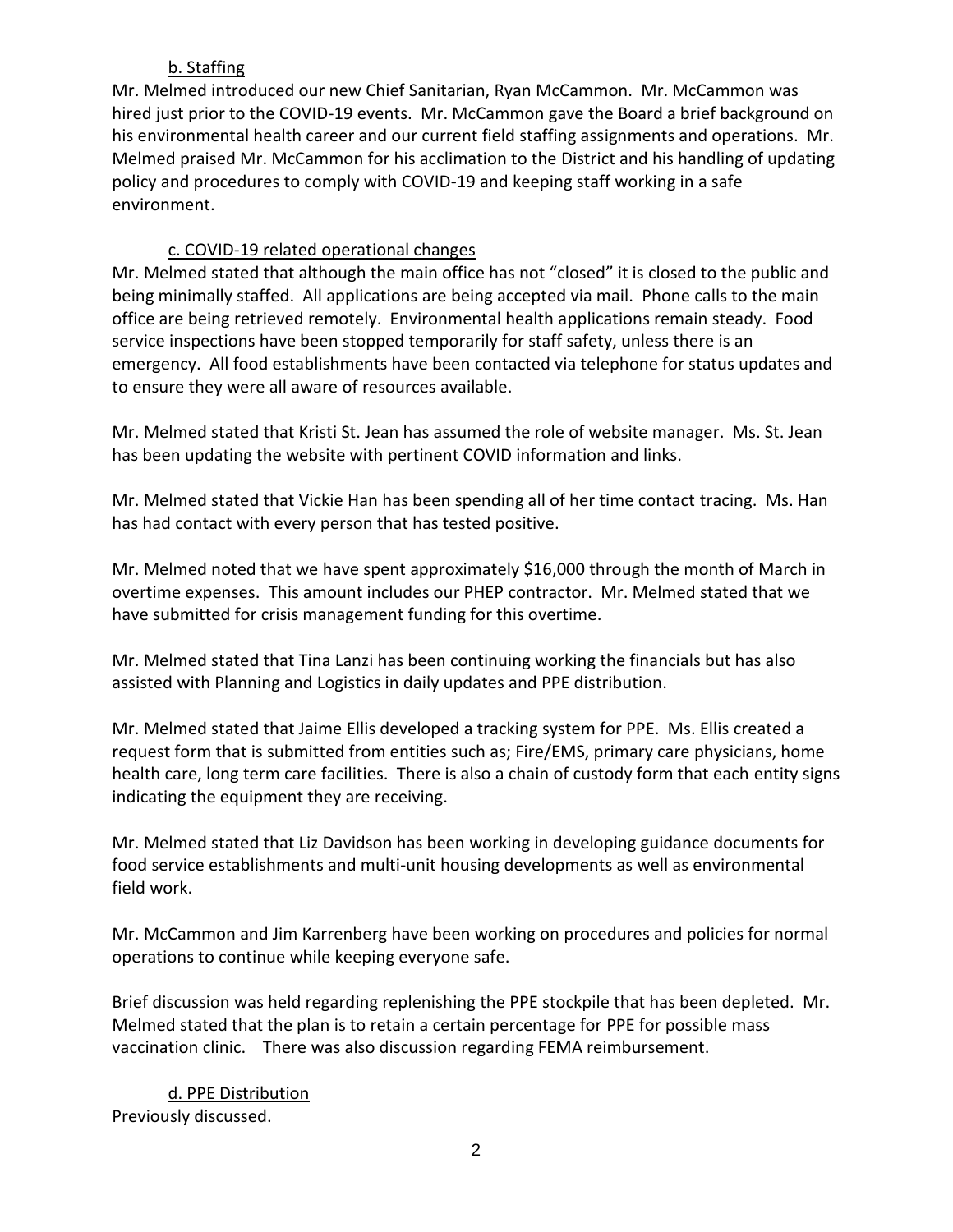b. Staffing

Mr. Melmed introduced our new Chief Sanitarian, Ryan McCammon. Mr. McCammon was hired just prior to the COVID-19 events. Mr. McCammon gave the Board a brief background on his environmental health career and our current field staffing assignments and operations. Mr. Melmed praised Mr. McCammon for his acclimation to the District and his handling of updating policy and procedures to comply with COVID-19 and keeping staff working in a safe environment.

c. COVID-19 related operational changes

Mr. Melmed stated that although the main office has not "closed" it is closed to the public and being minimally staffed. All applications are being accepted via mail. Phone calls to the main office are being retrieved remotely. Environmental health applications remain steady. Food service inspections have been stopped temporarily for staff safety, unless there is an emergency. All food establishments have been contacted via telephone for status updates and to ensure they were all aware of resources available.

Mr. Melmed stated that Kristi St. Jean has assumed the role of website manager. Ms. St. Jean has been updating the website with pertinent COVID information and links.

Mr. Melmed stated that Vickie Han has been spending all of her time contact tracing. Ms. Han has had contact with every person that has tested positive.

Mr. Melmed noted that we have spent approximately $16,000 through the month of March in overtime expenses. This amount includes our PHEP contractor. Mr. Melmed stated that we have submitted for crisis management funding for this overtime.

Mr. Melmed stated that Tina Lanzi has been continuing working the financials but has also assisted with Planning and Logistics in daily updates and PPE distribution.

Mr. Melmed stated that Jaime Ellis developed a tracking system for PPE. Ms. Ellis created a request form that is submitted from entities such as; Fire/EMS, primary care physicians, home health care, long term care facilities. There is also a chain of custody form that each entity signs indicating the equipment they are receiving.

Mr. Melmed stated that Liz Davidson has been working in developing guidance documents for food service establishments and multi-unit housing developments as well as environmental field work.

Mr. McCammon and Jim Karrenberg have been working on procedures and policies for normal operations to continue while keeping everyone safe.

Brief discussion was held regarding replenishing the PPE stockpile that has been depleted. Mr. Melmed stated that the plan is to retain a certain percentage for PPE for possible mass vaccination clinic. There was also discussion regarding FEMA reimbursement.

d. PPE Distribution

Previously discussed.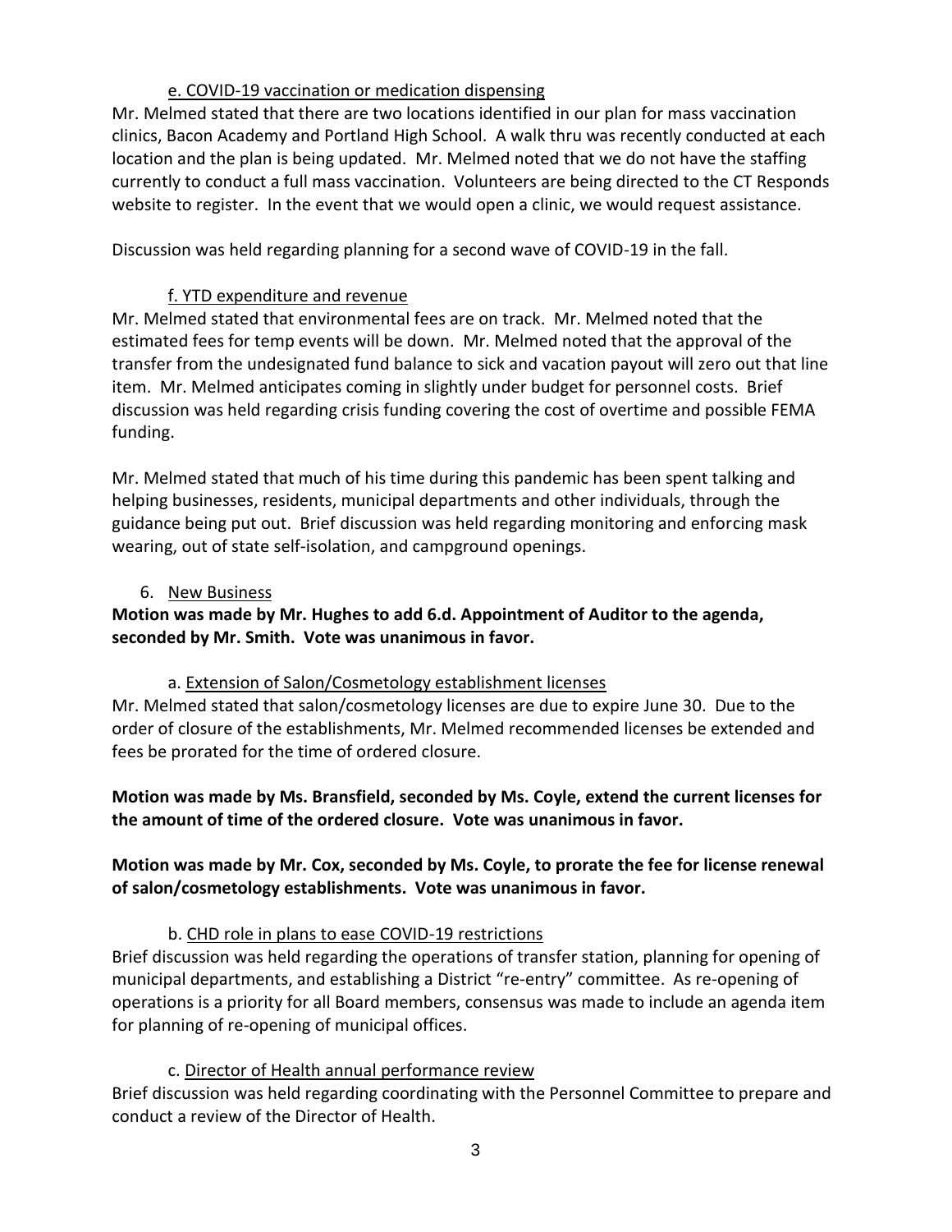e. COVID-19 vaccination or medication dispensing

Mr. Melmed stated that there are two locations identified in our plan for mass vaccination clinics, Bacon Academy and Portland High School. A walk thru was recently conducted at each location and the plan is being updated. Mr. Melmed noted that we do not have the staffing currently to conduct a full mass vaccination. Volunteers are being directed to the CT Responds website to register. In the event that we would open a clinic, we would request assistance.

Discussion was held regarding planning for a second wave of COVID-19 in the fall.

f. YTD expenditure and revenue

Mr. Melmed stated that environmental fees are on track. Mr. Melmed noted that the estimated fees for temp events will be down. Mr. Melmed noted that the approval of the transfer from the undesignated fund balance to sick and vacation payout will zero out that line item. Mr. Melmed anticipates coming in slightly under budget for personnel costs. Brief discussion was held regarding crisis funding covering the cost of overtime and possible FEMA funding.

Mr. Melmed stated that much of his time during this pandemic has been spent talking and helping businesses, residents, municipal departments and other individuals, through the guidance being put out. Brief discussion was held regarding monitoring and enforcing mask wearing, out of state self-isolation, and campground openings.

6. New Business

**Motion was made by Mr. Hughes to add 6.d. Appointment of Auditor to the agenda, seconded by Mr. Smith. Vote was unanimous in favor.**

a. Extension of Salon/Cosmetology establishment licenses

Mr. Melmed stated that salon/cosmetology licenses are due to expire June 30. Due to the order of closure of the establishments, Mr. Melmed recommended licenses be extended and fees be prorated for the time of ordered closure.

**Motion was made by Ms. Bransfield, seconded by Ms. Coyle, extend the current licenses for the amount of time of the ordered closure. Vote was unanimous in favor.**

**Motion was made by Mr. Cox, seconded by Ms. Coyle, to prorate the fee for license renewal of salon/cosmetology establishments. Vote was unanimous in favor.**

b. CHD role in plans to ease COVID-19 restrictions

Brief discussion was held regarding the operations of transfer station, planning for opening of municipal departments, and establishing a District "re-entry" committee. As re-opening of operations is a priority for all Board members, consensus was made to include an agenda item for planning of re-opening of municipal offices.

c. Director of Health annual performance review

Brief discussion was held regarding coordinating with the Personnel Committee to prepare and conduct a review of the Director of Health.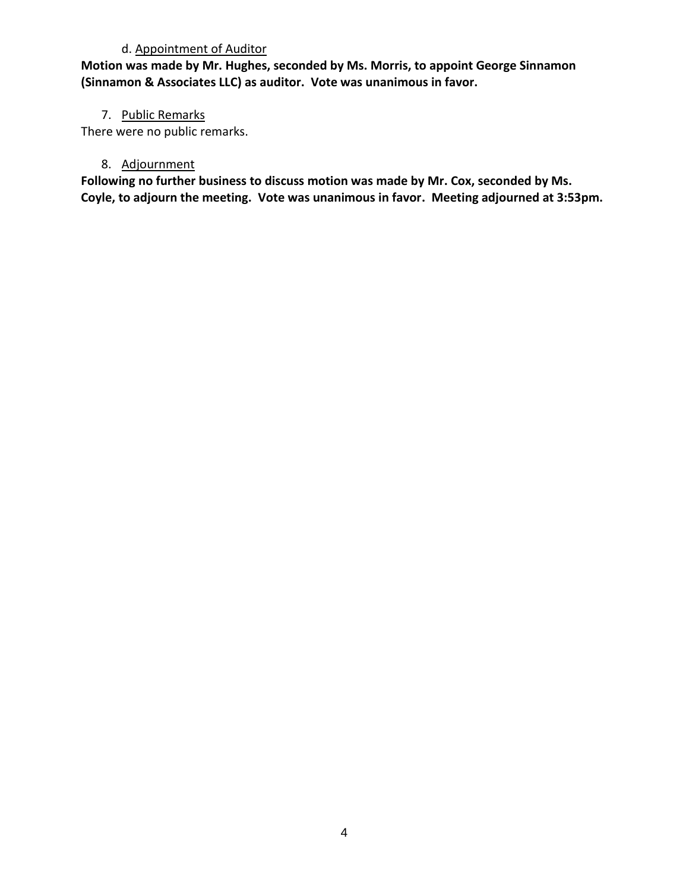d. <u>Appointment of Auditor</u>

**Motion was made by Mr. Hughes, seconded by Ms. Morris, to appoint George Sinnamon (Sinnamon & Associates LLC) as auditor. Vote was unanimous in favor.**

7. <u>Public Remarks</u>

There were no public remarks.

8. <u>Adjournment</u>

**Following no further business to discuss motion was made by Mr. Cox, seconded by Ms. Coyle, to adjourn the meeting. Vote was unanimous in favor. Meeting adjourned at 3:53pm.**